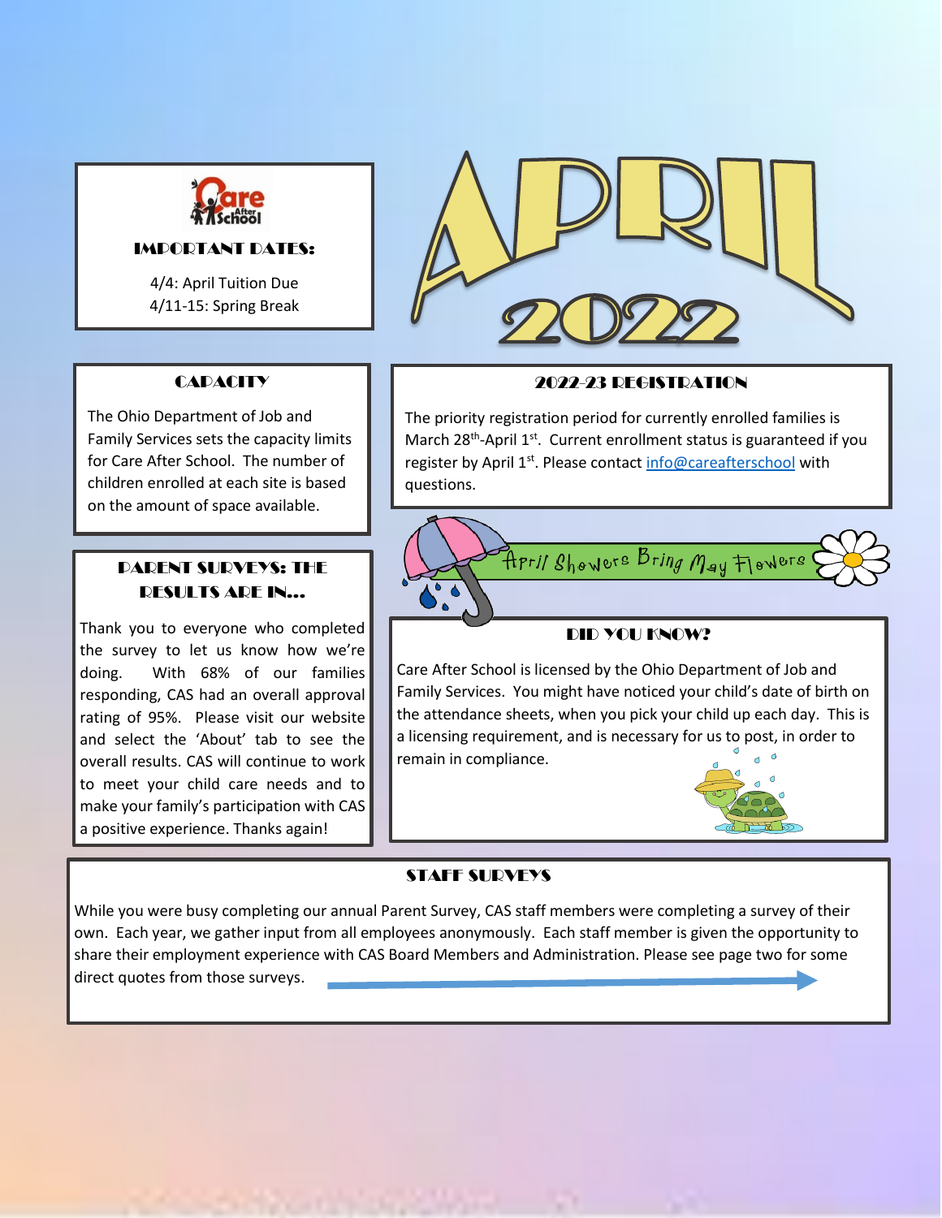# APRIL 2022

Care After School

## IMPORTANT DATES:

4/4: April Tuition Due
4/11-15: Spring Break

## CAPACITY

The Ohio Department of Job and Family Services sets the capacity limits for Care After School. The number of children enrolled at each site is based on the amount of space available.

## PARENT SURVEYS: THE RESULTS ARE IN…

Thank you to everyone who completed the survey to let us know how we're doing. With 68% of our families responding, CAS had an overall approval rating of 95%. Please visit our website and select the 'About' tab to see the overall results. CAS will continue to work to meet your child care needs and to make your family's participation with CAS a positive experience. Thanks again!

## 2022-23 REGISTRATION

The priority registration period for currently enrolled families is March 28th-April 1st. Current enrollment status is guaranteed if you register by April 1st. Please contact info@careafterschool with questions.

April Showers Bring May Flowers

## DID YOU KNOW?

Care After School is licensed by the Ohio Department of Job and Family Services. You might have noticed your child's date of birth on the attendance sheets, when you pick your child up each day. This is a licensing requirement, and is necessary for us to post, in order to remain in compliance.

## STAFF SURVEYS

While you were busy completing our annual Parent Survey, CAS staff members were completing a survey of their own. Each year, we gather input from all employees anonymously. Each staff member is given the opportunity to share their employment experience with CAS Board Members and Administration. Please see page two for some direct quotes from those surveys.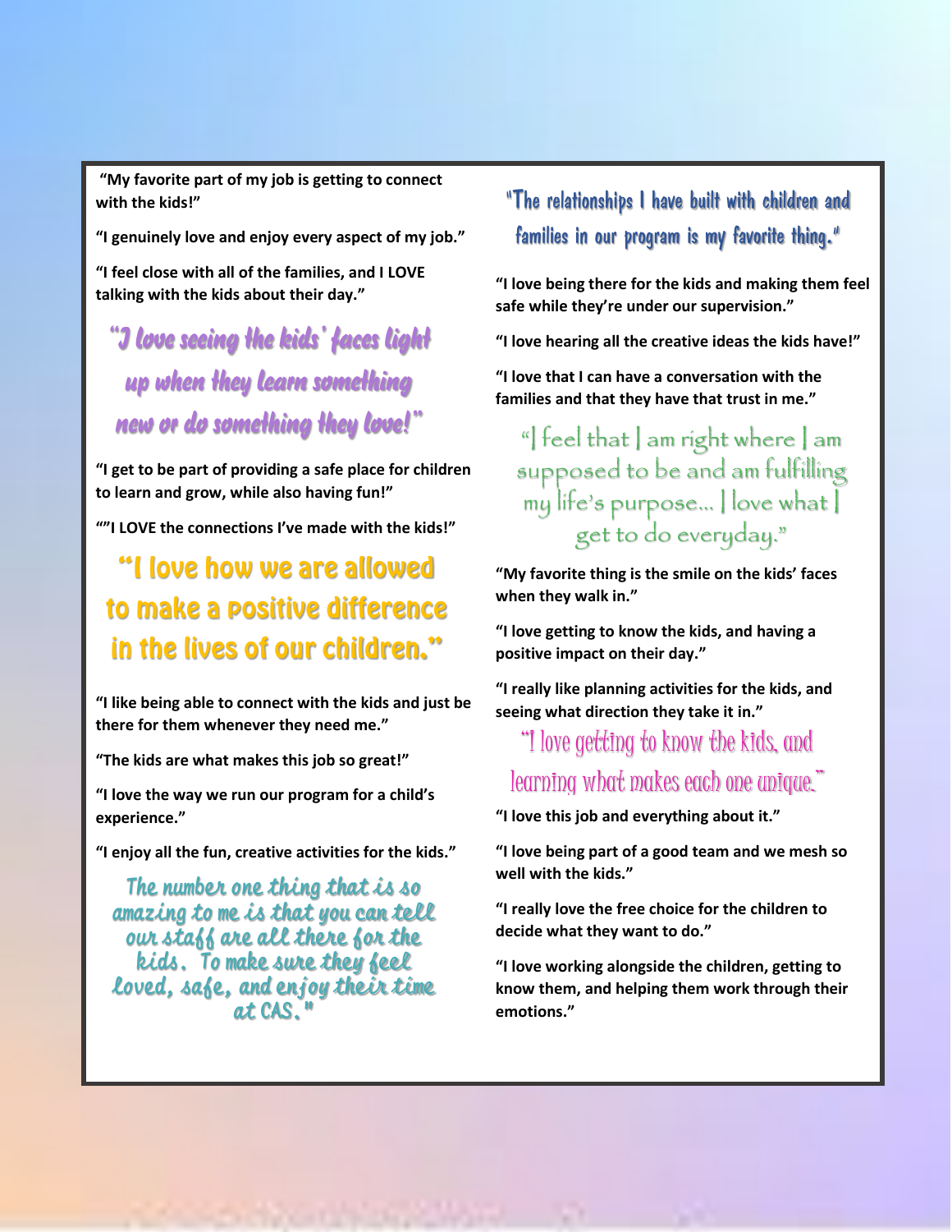**"My favorite part of my job is getting to connect with the kids!"**

**"I genuinely love and enjoy every aspect of my job."**

**"I feel close with all of the families, and I LOVE talking with the kids about their day."**

*"I love seeing the kids' faces light up when they learn something new or do something they love!"*

**"I get to be part of providing a safe place for children to learn and grow, while also having fun!"**

**""I LOVE the connections I've made with the kids!"**

**"I love how we are allowed to make a positive difference in the lives of our children."**

**"I like being able to connect with the kids and just be there for them whenever they need me."**

**"The kids are what makes this job so great!"**

**"I love the way we run our program for a child's experience."**

**"I enjoy all the fun, creative activities for the kids."**

*The number one thing that is so amazing to me is that you can tell our staff are all there for the kids. To make sure they feel loved, safe, and enjoy their time at CAS."*

"The relationships I have built with children and families in our program is my favorite thing."

**"I love being there for the kids and making them feel safe while they're under our supervision."**

**"I love hearing all the creative ideas the kids have!"**

**"I love that I can have a conversation with the families and that they have that trust in me."**

"I feel that I am right where I am supposed to be and am fulfilling my life's purpose… I love what I get to do everyday."

**"My favorite thing is the smile on the kids' faces when they walk in."**

**"I love getting to know the kids, and having a positive impact on their day."**

**"I really like planning activities for the kids, and seeing what direction they take it in."**

"I love getting to know the kids, and learning what makes each one unique."

**"I love this job and everything about it."**

**"I love being part of a good team and we mesh so well with the kids."**

**"I really love the free choice for the children to decide what they want to do."**

**"I love working alongside the children, getting to know them, and helping them work through their emotions."**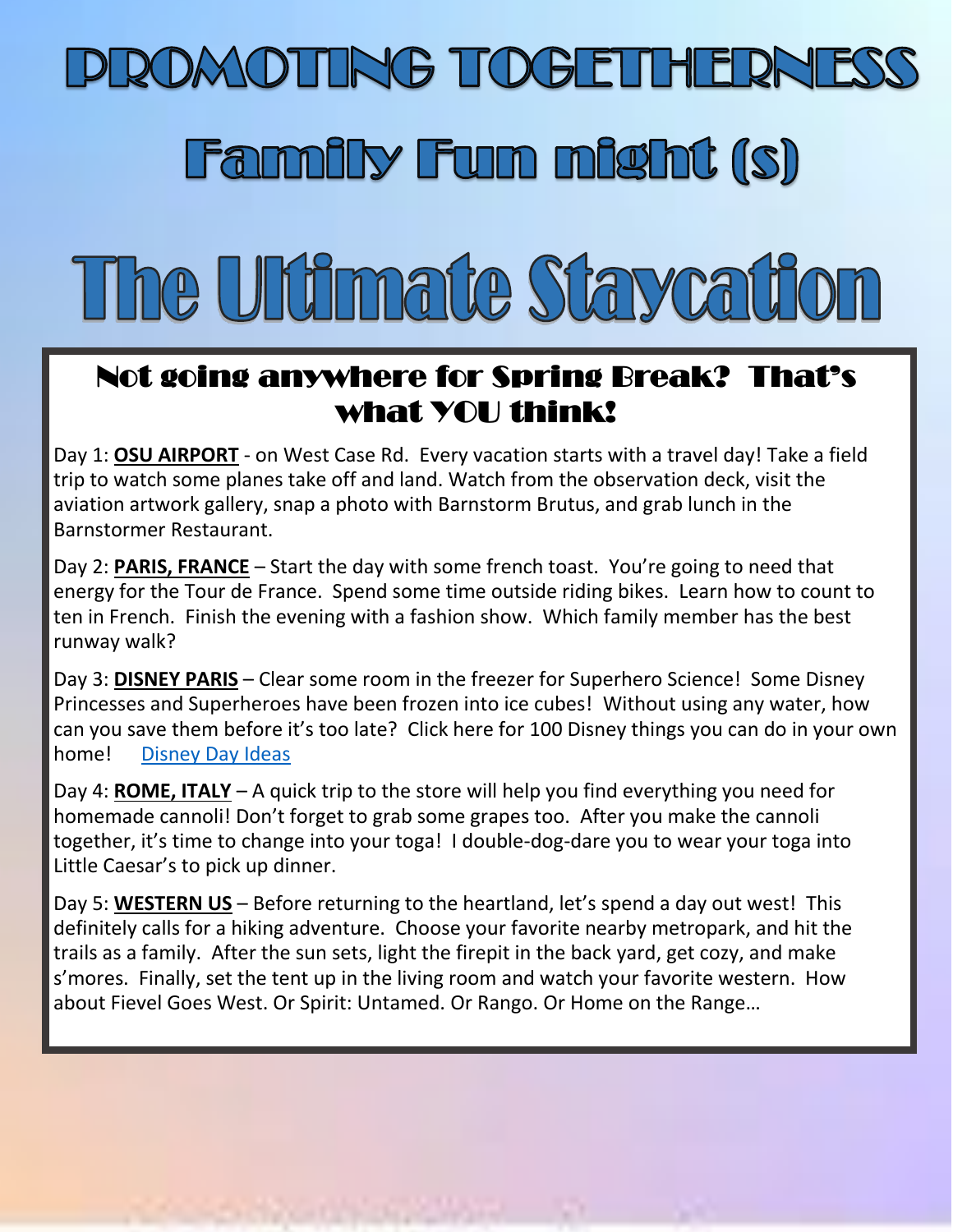# PROMOTING TOGETHERNESS

# Family Fun night (s)

# The Ultimate Staycation

## Not going anywhere for Spring Break? That's what YOU think!

Day 1: **OSU AIRPORT** - on West Case Rd. Every vacation starts with a travel day! Take a field trip to watch some planes take off and land. Watch from the observation deck, visit the aviation artwork gallery, snap a photo with Barnstorm Brutus, and grab lunch in the Barnstormer Restaurant.

Day 2: **PARIS, FRANCE** – Start the day with some french toast. You're going to need that energy for the Tour de France. Spend some time outside riding bikes. Learn how to count to ten in French. Finish the evening with a fashion show. Which family member has the best runway walk?

Day 3: **DISNEY PARIS** – Clear some room in the freezer for Superhero Science! Some Disney Princesses and Superheroes have been frozen into ice cubes! Without using any water, how can you save them before it's too late? Click here for 100 Disney things you can do in your own home! Disney Day Ideas

Day 4: **ROME, ITALY** – A quick trip to the store will help you find everything you need for homemade cannoli! Don't forget to grab some grapes too. After you make the cannoli together, it's time to change into your toga! I double-dog-dare you to wear your toga into Little Caesar's to pick up dinner.

Day 5: **WESTERN US** – Before returning to the heartland, let's spend a day out west! This definitely calls for a hiking adventure. Choose your favorite nearby metropark, and hit the trails as a family. After the sun sets, light the firepit in the back yard, get cozy, and make s'mores. Finally, set the tent up in the living room and watch your favorite western. How about Fievel Goes West. Or Spirit: Untamed. Or Rango. Or Home on the Range…